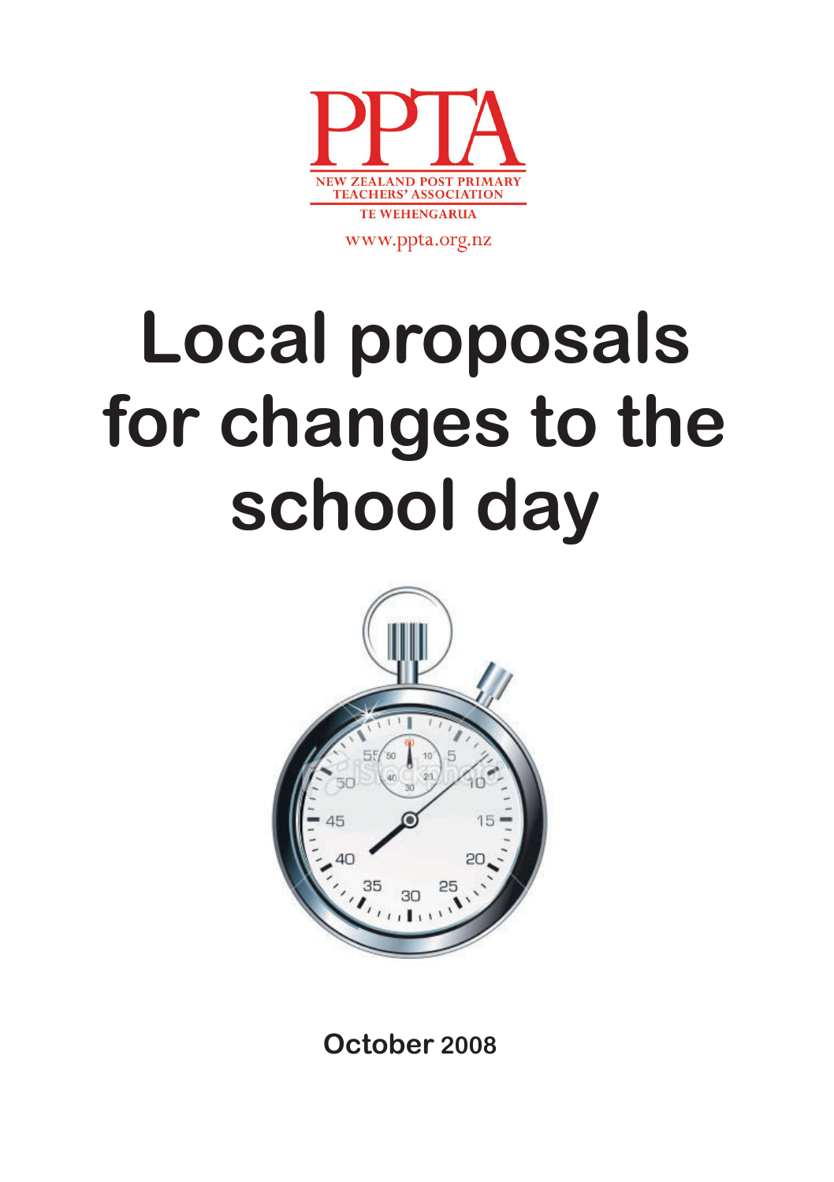PPTA

NEW ZEALAND POST PRIMARY TEACHERS' ASSOCIATION

TE WEHENGARUA

www.ppta.org.nz

# Local proposals for changes to the school day

October 2008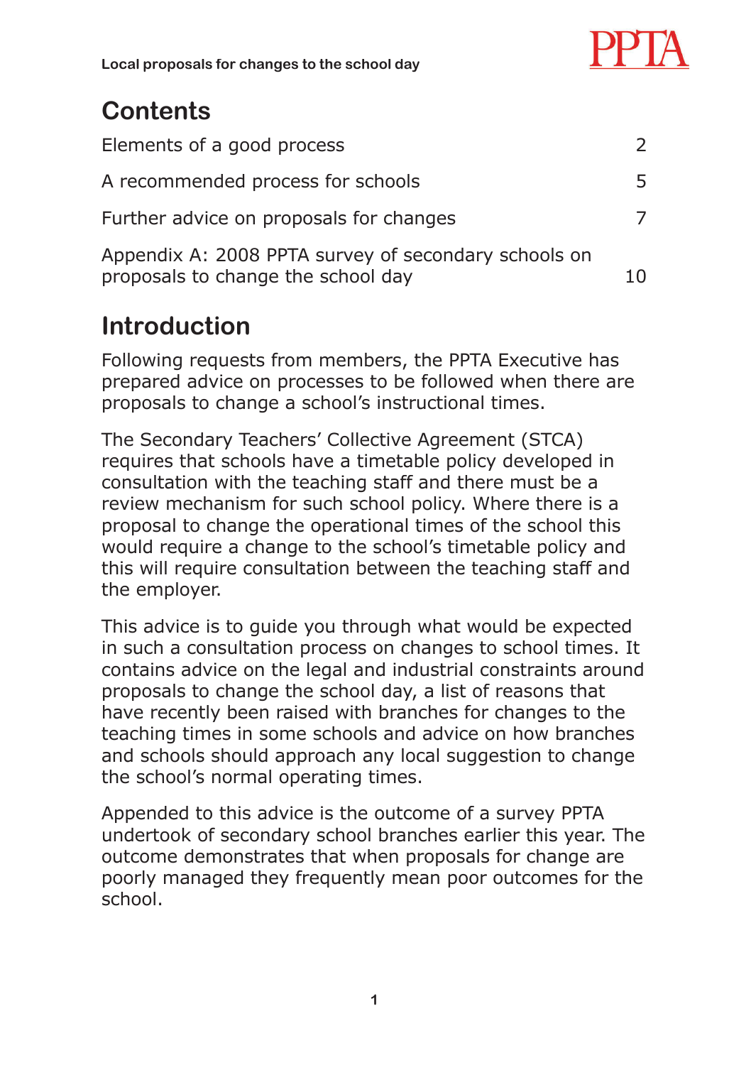## Contents

| | |
|---|---|
| Elements of a good process | 2 |
| A recommended process for schools | 5 |
| Further advice on proposals for changes | 7 |
| Appendix A: 2008 PPTA survey of secondary schools on proposals to change the school day | 10 |

## Introduction

Following requests from members, the PPTA Executive has prepared advice on processes to be followed when there are proposals to change a school's instructional times.

The Secondary Teachers' Collective Agreement (STCA) requires that schools have a timetable policy developed in consultation with the teaching staff and there must be a review mechanism for such school policy. Where there is a proposal to change the operational times of the school this would require a change to the school's timetable policy and this will require consultation between the teaching staff and the employer.

This advice is to guide you through what would be expected in such a consultation process on changes to school times. It contains advice on the legal and industrial constraints around proposals to change the school day, a list of reasons that have recently been raised with branches for changes to the teaching times in some schools and advice on how branches and schools should approach any local suggestion to change the school's normal operating times.

Appended to this advice is the outcome of a survey PPTA undertook of secondary school branches earlier this year. The outcome demonstrates that when proposals for change are poorly managed they frequently mean poor outcomes for the school.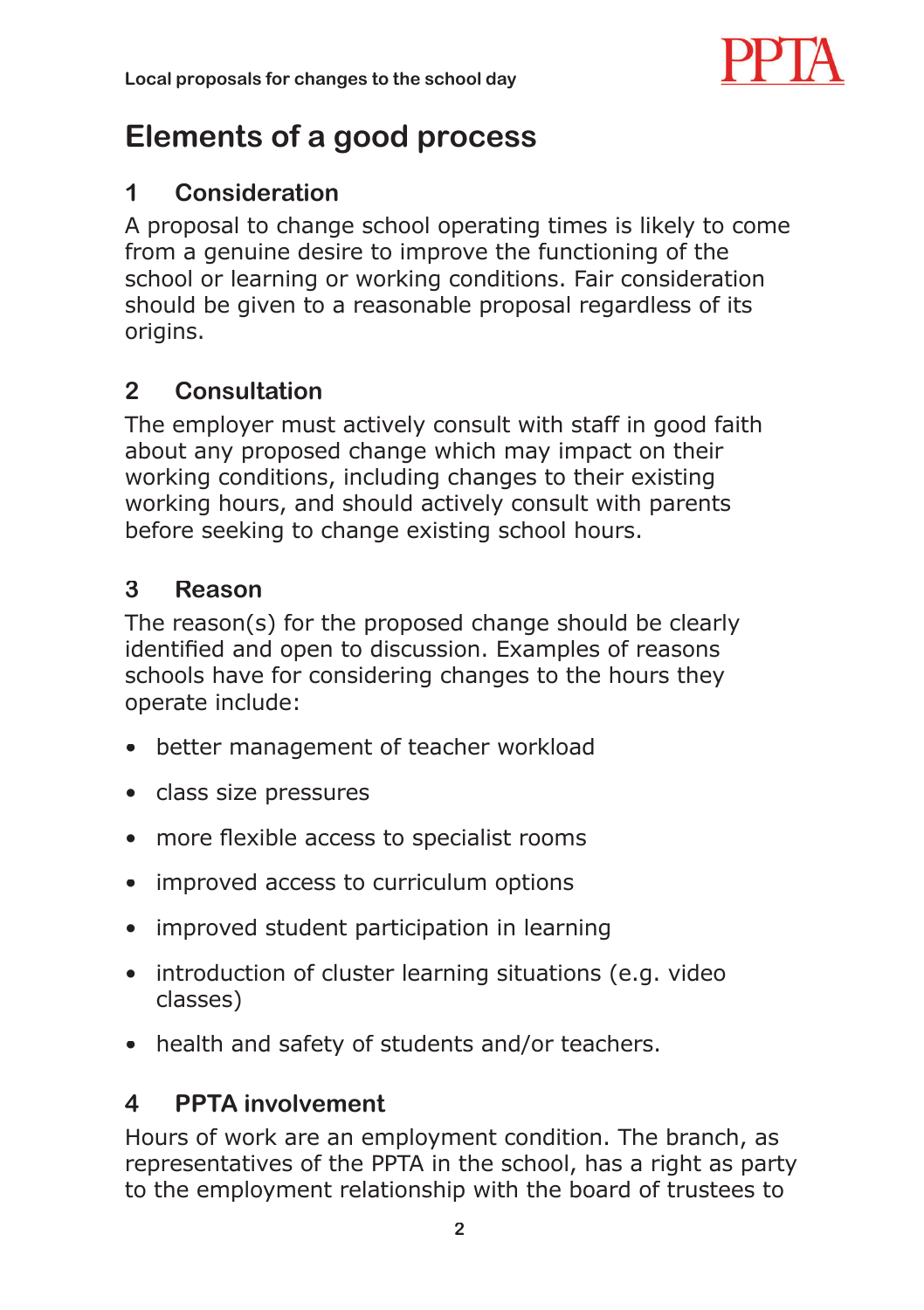## Elements of a good process

### 1 Consideration

A proposal to change school operating times is likely to come from a genuine desire to improve the functioning of the school or learning or working conditions. Fair consideration should be given to a reasonable proposal regardless of its origins.

### 2 Consultation

The employer must actively consult with staff in good faith about any proposed change which may impact on their working conditions, including changes to their existing working hours, and should actively consult with parents before seeking to change existing school hours.

### 3 Reason

The reason(s) for the proposed change should be clearly identified and open to discussion. Examples of reasons schools have for considering changes to the hours they operate include:

- better management of teacher workload
- class size pressures
- more flexible access to specialist rooms
- improved access to curriculum options
- improved student participation in learning
- introduction of cluster learning situations (e.g. video classes)
- health and safety of students and/or teachers.

### 4 PPTA involvement

Hours of work are an employment condition. The branch, as representatives of the PPTA in the school, has a right as party to the employment relationship with the board of trustees to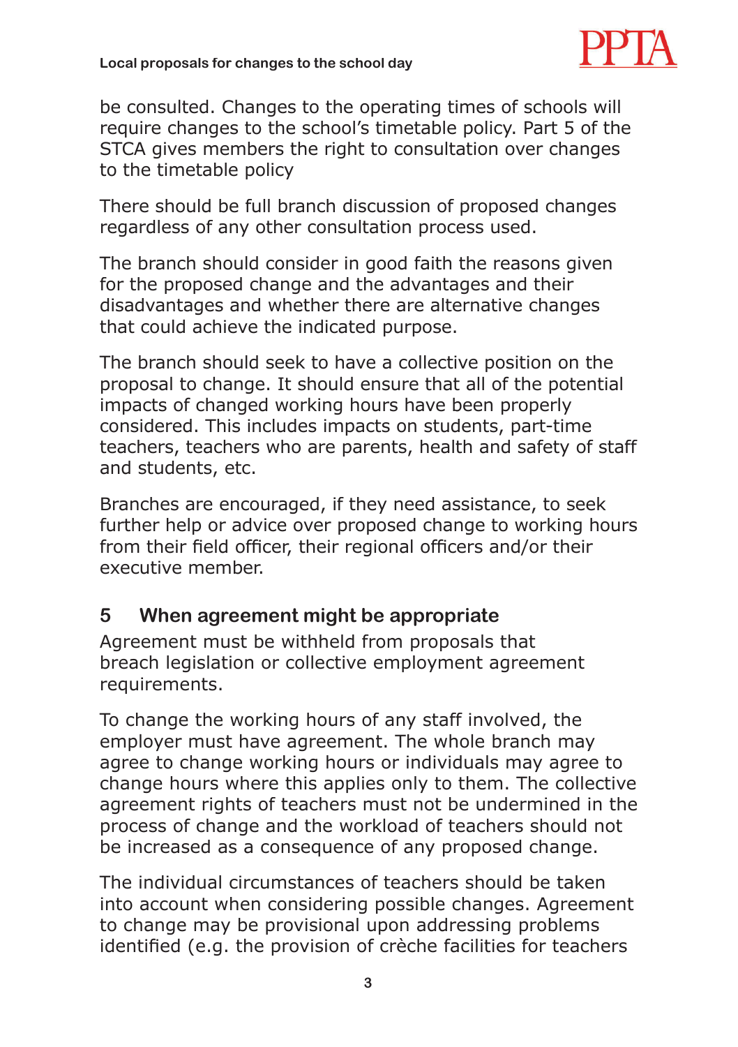be consulted. Changes to the operating times of schools will require changes to the school's timetable policy. Part 5 of the STCA gives members the right to consultation over changes to the timetable policy

There should be full branch discussion of proposed changes regardless of any other consultation process used.

The branch should consider in good faith the reasons given for the proposed change and the advantages and their disadvantages and whether there are alternative changes that could achieve the indicated purpose.

The branch should seek to have a collective position on the proposal to change. It should ensure that all of the potential impacts of changed working hours have been properly considered. This includes impacts on students, part-time teachers, teachers who are parents, health and safety of staff and students, etc.

Branches are encouraged, if they need assistance, to seek further help or advice over proposed change to working hours from their field officer, their regional officers and/or their executive member.

## 5 When agreement might be appropriate

Agreement must be withheld from proposals that breach legislation or collective employment agreement requirements.

To change the working hours of any staff involved, the employer must have agreement. The whole branch may agree to change working hours or individuals may agree to change hours where this applies only to them. The collective agreement rights of teachers must not be undermined in the process of change and the workload of teachers should not be increased as a consequence of any proposed change.

The individual circumstances of teachers should be taken into account when considering possible changes. Agreement to change may be provisional upon addressing problems identified (e.g. the provision of crèche facilities for teachers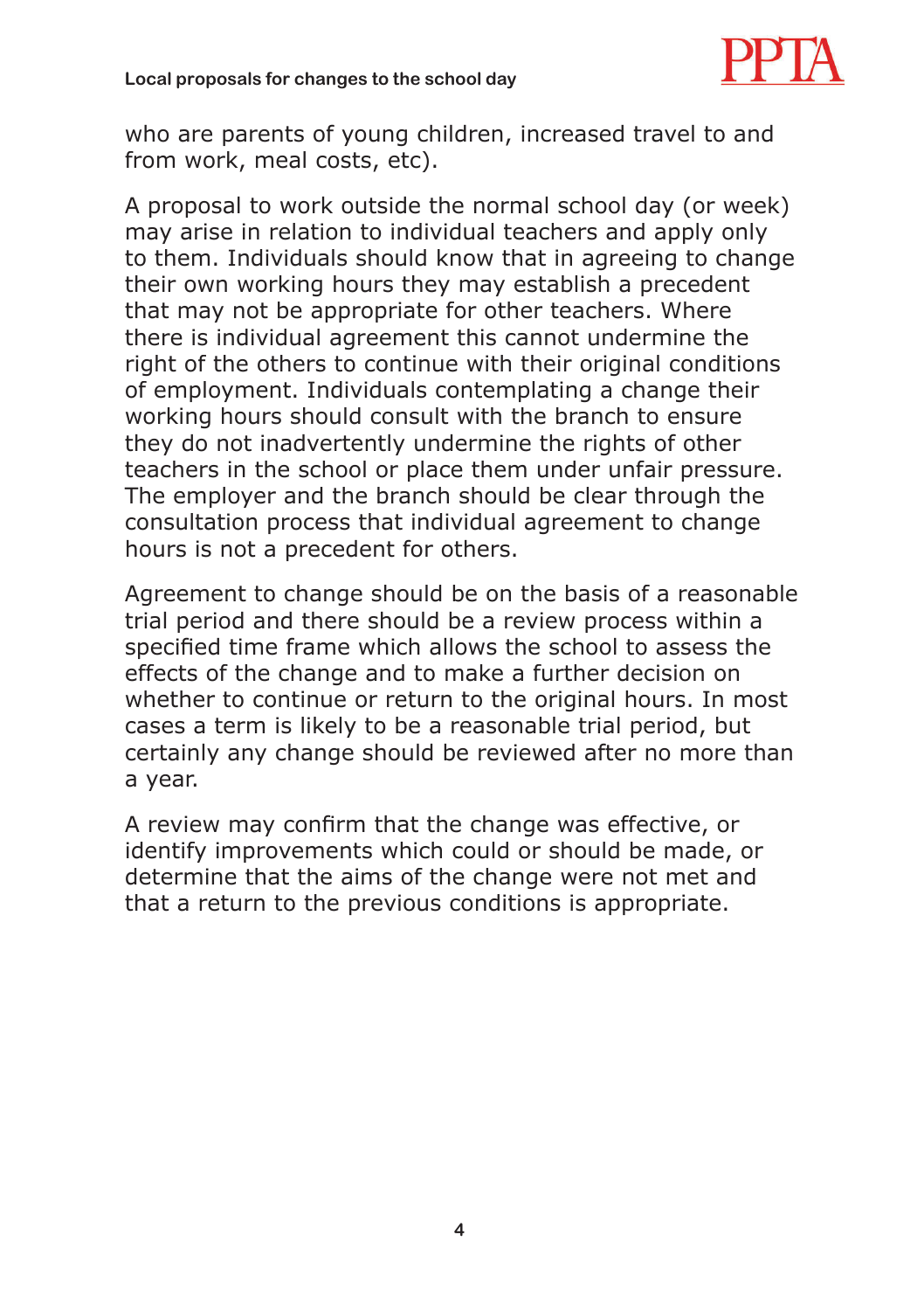who are parents of young children, increased travel to and from work, meal costs, etc).

A proposal to work outside the normal school day (or week) may arise in relation to individual teachers and apply only to them. Individuals should know that in agreeing to change their own working hours they may establish a precedent that may not be appropriate for other teachers. Where there is individual agreement this cannot undermine the right of the others to continue with their original conditions of employment. Individuals contemplating a change their working hours should consult with the branch to ensure they do not inadvertently undermine the rights of other teachers in the school or place them under unfair pressure. The employer and the branch should be clear through the consultation process that individual agreement to change hours is not a precedent for others.

Agreement to change should be on the basis of a reasonable trial period and there should be a review process within a specified time frame which allows the school to assess the effects of the change and to make a further decision on whether to continue or return to the original hours. In most cases a term is likely to be a reasonable trial period, but certainly any change should be reviewed after no more than a year.

A review may confirm that the change was effective, or identify improvements which could or should be made, or determine that the aims of the change were not met and that a return to the previous conditions is appropriate.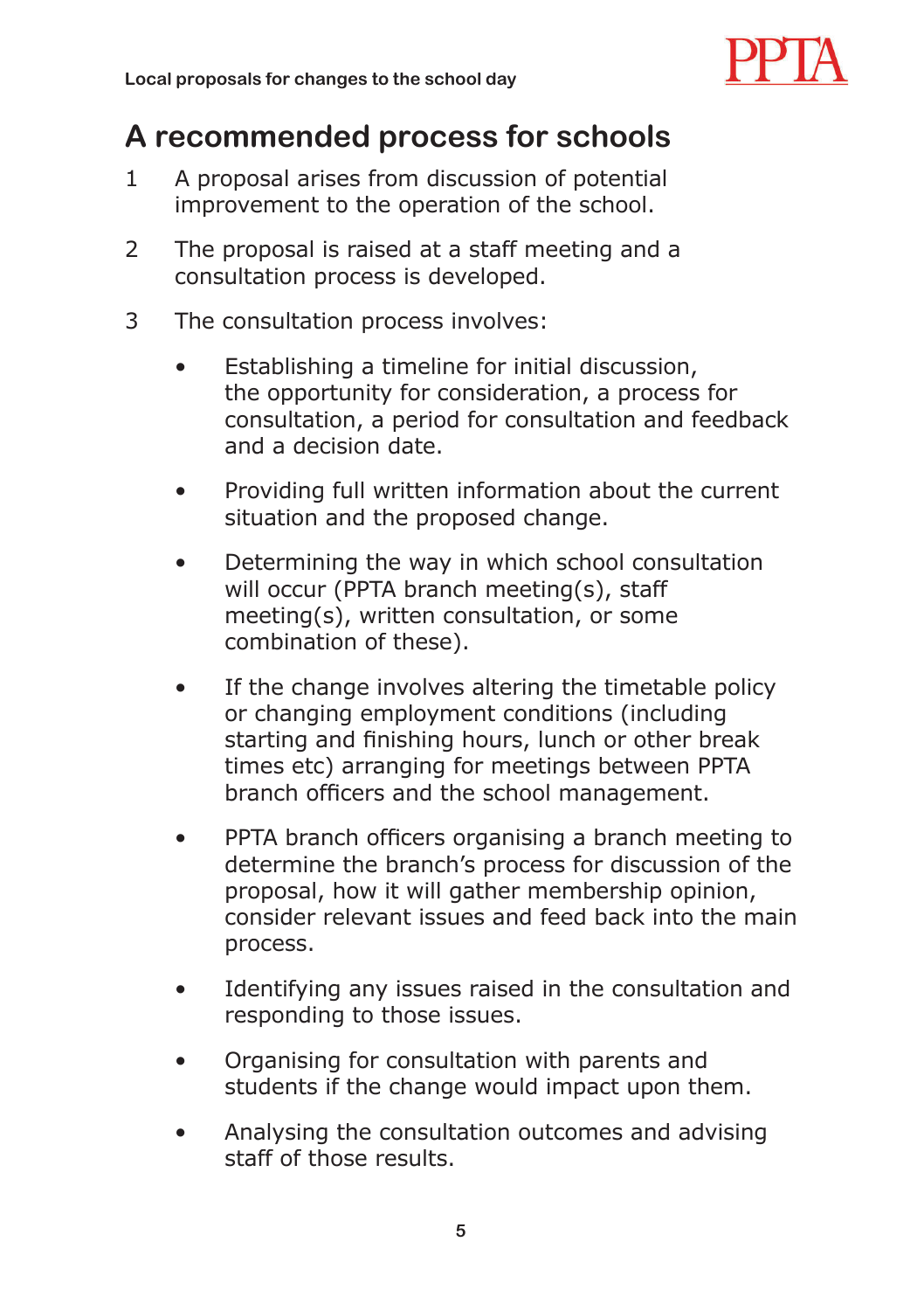## A recommended process for schools

1. A proposal arises from discussion of potential improvement to the operation of the school.
2. The proposal is raised at a staff meeting and a consultation process is developed.
3. The consultation process involves:
   - Establishing a timeline for initial discussion, the opportunity for consideration, a process for consultation, a period for consultation and feedback and a decision date.
   - Providing full written information about the current situation and the proposed change.
   - Determining the way in which school consultation will occur (PPTA branch meeting(s), staff meeting(s), written consultation, or some combination of these).
   - If the change involves altering the timetable policy or changing employment conditions (including starting and finishing hours, lunch or other break times etc) arranging for meetings between PPTA branch officers and the school management.
   - PPTA branch officers organising a branch meeting to determine the branch's process for discussion of the proposal, how it will gather membership opinion, consider relevant issues and feed back into the main process.
   - Identifying any issues raised in the consultation and responding to those issues.
   - Organising for consultation with parents and students if the change would impact upon them.
   - Analysing the consultation outcomes and advising staff of those results.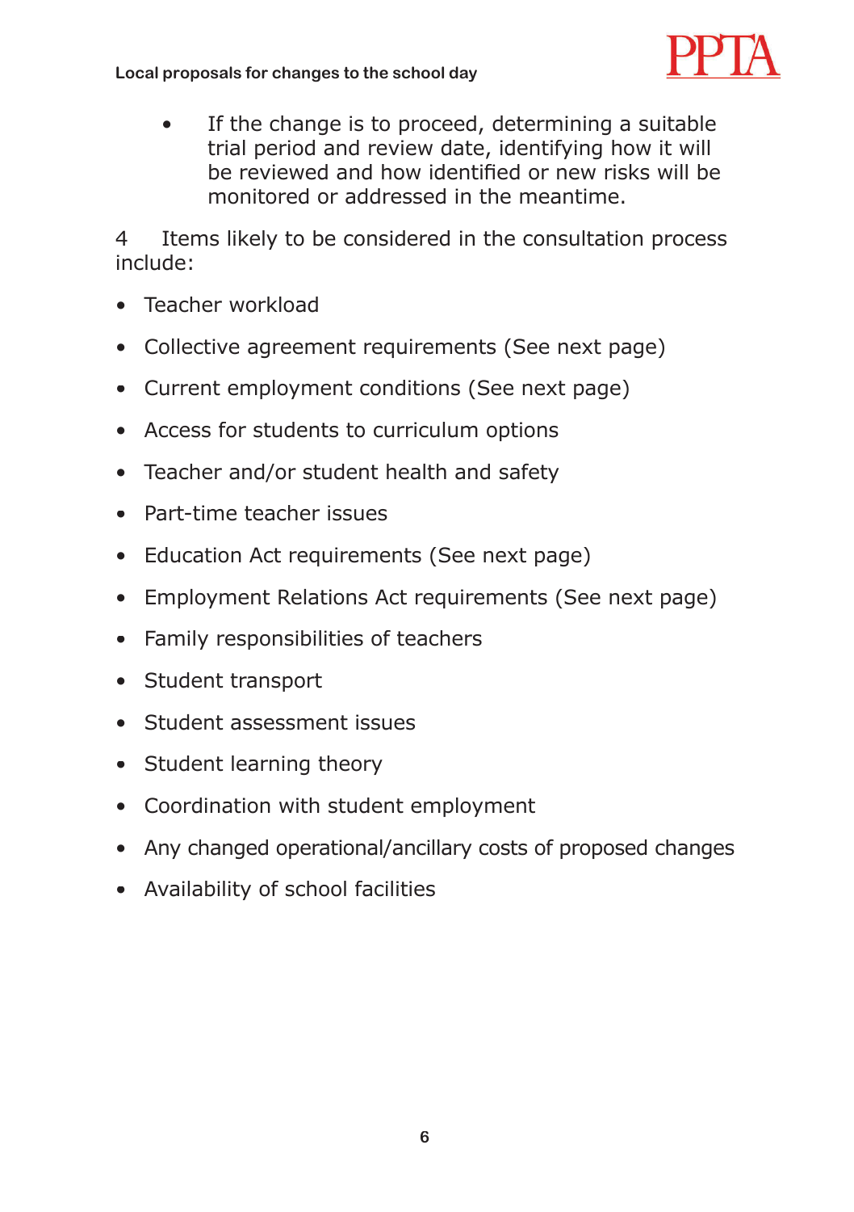- If the change is to proceed, determining a suitable trial period and review date, identifying how it will be reviewed and how identified or new risks will be monitored or addressed in the meantime.

4 Items likely to be considered in the consultation process include:

- Teacher workload
- Collective agreement requirements (See next page)
- Current employment conditions (See next page)
- Access for students to curriculum options
- Teacher and/or student health and safety
- Part-time teacher issues
- Education Act requirements (See next page)
- Employment Relations Act requirements (See next page)
- Family responsibilities of teachers
- Student transport
- Student assessment issues
- Student learning theory
- Coordination with student employment
- Any changed operational/ancillary costs of proposed changes
- Availability of school facilities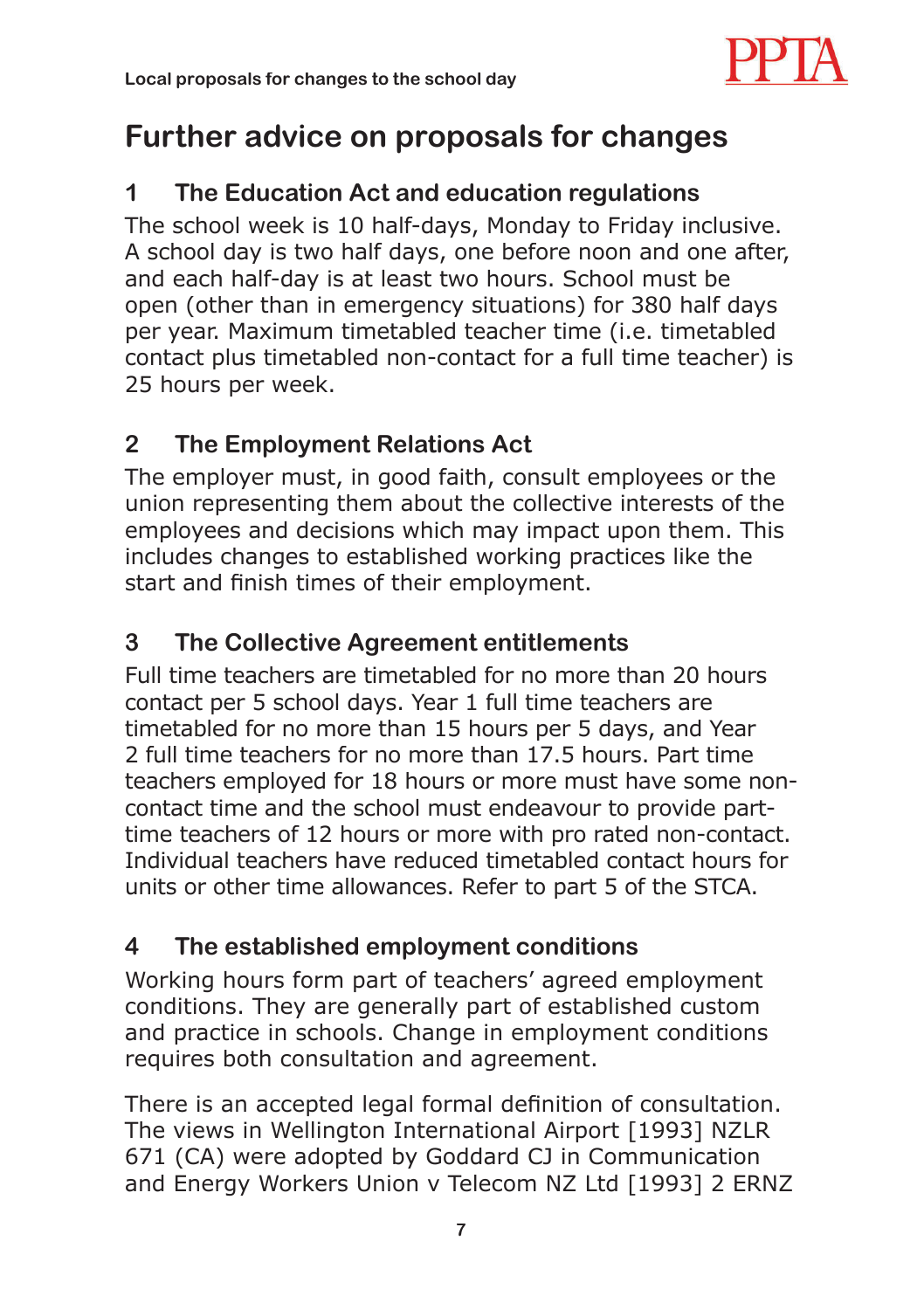# Further advice on proposals for changes

## 1 The Education Act and education regulations

The school week is 10 half-days, Monday to Friday inclusive. A school day is two half days, one before noon and one after, and each half-day is at least two hours. School must be open (other than in emergency situations) for 380 half days per year. Maximum timetabled teacher time (i.e. timetabled contact plus timetabled non-contact for a full time teacher) is 25 hours per week.

## 2 The Employment Relations Act

The employer must, in good faith, consult employees or the union representing them about the collective interests of the employees and decisions which may impact upon them. This includes changes to established working practices like the start and finish times of their employment.

## 3 The Collective Agreement entitlements

Full time teachers are timetabled for no more than 20 hours contact per 5 school days. Year 1 full time teachers are timetabled for no more than 15 hours per 5 days, and Year 2 full time teachers for no more than 17.5 hours. Part time teachers employed for 18 hours or more must have some non-contact time and the school must endeavour to provide part-time teachers of 12 hours or more with pro rated non-contact. Individual teachers have reduced timetabled contact hours for units or other time allowances. Refer to part 5 of the STCA.

## 4 The established employment conditions

Working hours form part of teachers' agreed employment conditions. They are generally part of established custom and practice in schools. Change in employment conditions requires both consultation and agreement.

There is an accepted legal formal definition of consultation. The views in Wellington International Airport [1993] NZLR 671 (CA) were adopted by Goddard CJ in Communication and Energy Workers Union v Telecom NZ Ltd [1993] 2 ERNZ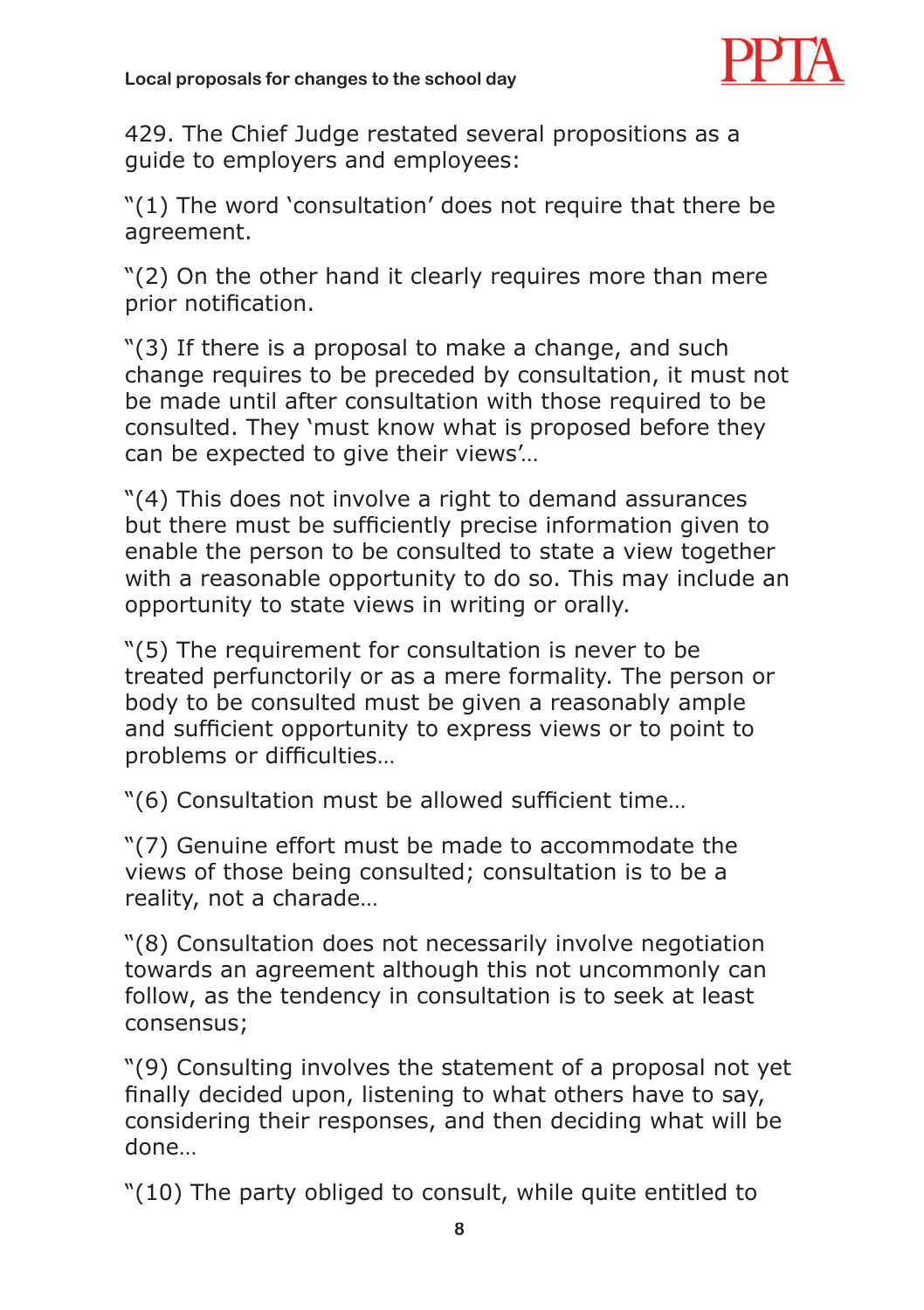429. The Chief Judge restated several propositions as a guide to employers and employees:

"(1) The word 'consultation' does not require that there be agreement.

"(2) On the other hand it clearly requires more than mere prior notification.

"(3) If there is a proposal to make a change, and such change requires to be preceded by consultation, it must not be made until after consultation with those required to be consulted. They 'must know what is proposed before they can be expected to give their views'…

"(4) This does not involve a right to demand assurances but there must be sufficiently precise information given to enable the person to be consulted to state a view together with a reasonable opportunity to do so. This may include an opportunity to state views in writing or orally.

"(5) The requirement for consultation is never to be treated perfunctorily or as a mere formality. The person or body to be consulted must be given a reasonably ample and sufficient opportunity to express views or to point to problems or difficulties…

"(6) Consultation must be allowed sufficient time…

"(7) Genuine effort must be made to accommodate the views of those being consulted; consultation is to be a reality, not a charade…

"(8) Consultation does not necessarily involve negotiation towards an agreement although this not uncommonly can follow, as the tendency in consultation is to seek at least consensus;

"(9) Consulting involves the statement of a proposal not yet finally decided upon, listening to what others have to say, considering their responses, and then deciding what will be done…

"(10) The party obliged to consult, while quite entitled to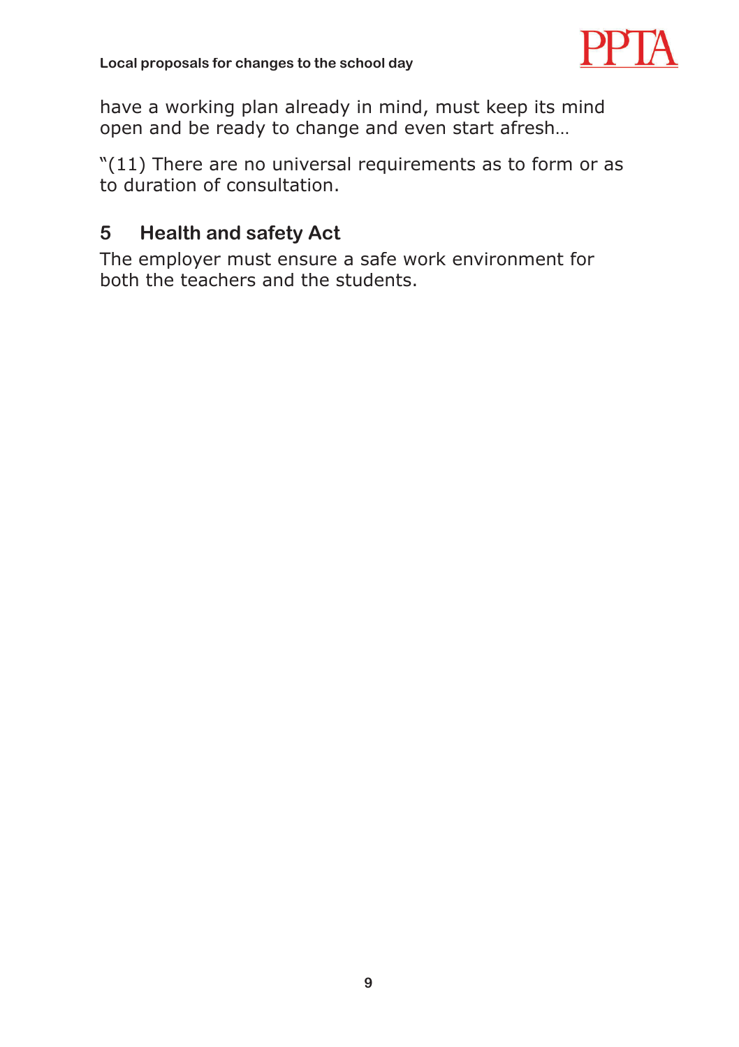have a working plan already in mind, must keep its mind open and be ready to change and even start afresh…

"(11) There are no universal requirements as to form or as to duration of consultation.

## 5 Health and safety Act

The employer must ensure a safe work environment for both the teachers and the students.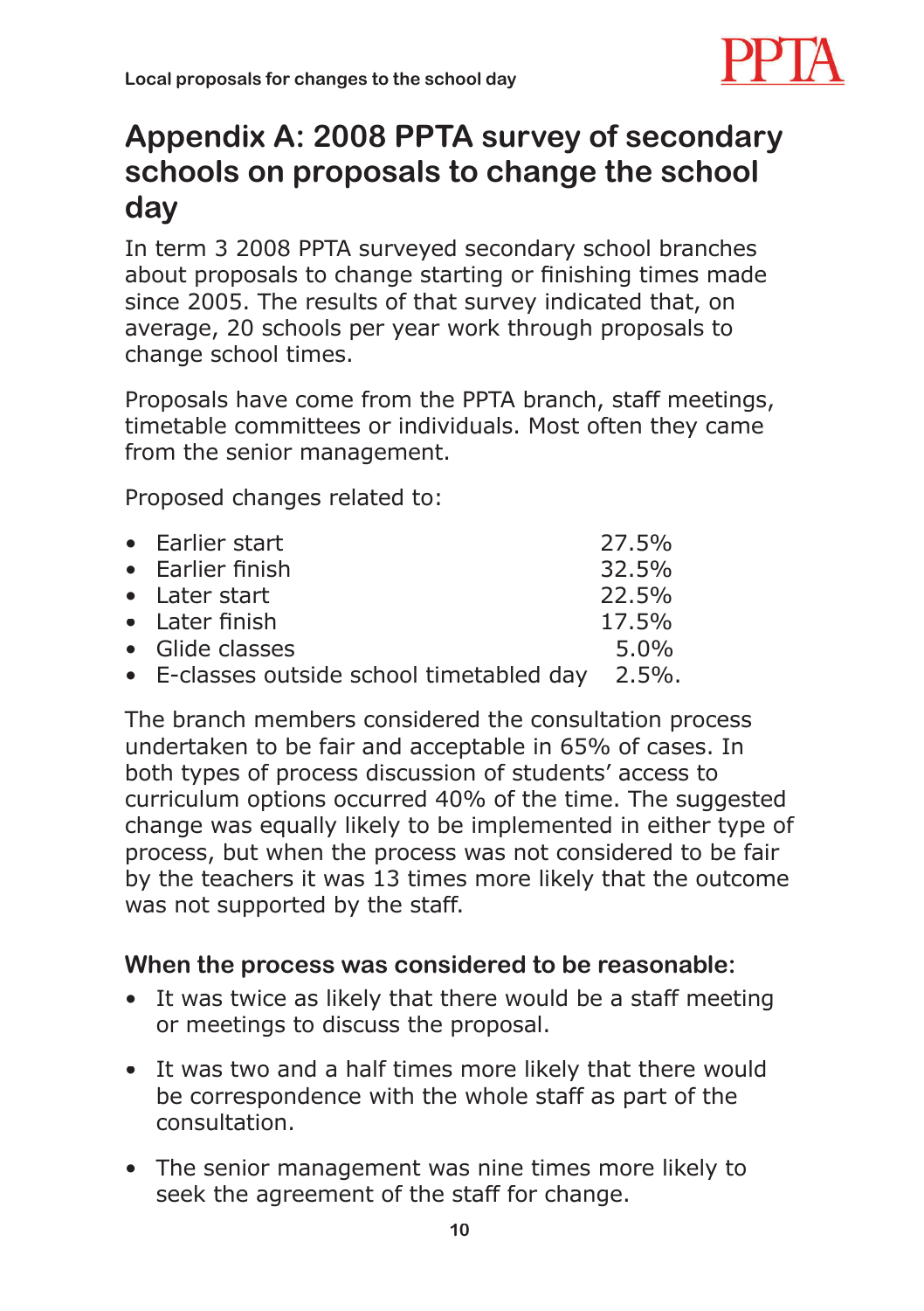# Appendix A: 2008 PPTA survey of secondary schools on proposals to change the school day

In term 3 2008 PPTA surveyed secondary school branches about proposals to change starting or finishing times made since 2005. The results of that survey indicated that, on average, 20 schools per year work through proposals to change school times.

Proposals have come from the PPTA branch, staff meetings, timetable committees or individuals. Most often they came from the senior management.

Proposed changes related to:

- Earlier start 27.5%
- Earlier finish 32.5%
- Later start 22.5%
- Later finish 17.5%
- Glide classes 5.0%
- E-classes outside school timetabled day 2.5%.

The branch members considered the consultation process undertaken to be fair and acceptable in 65% of cases. In both types of process discussion of students' access to curriculum options occurred 40% of the time. The suggested change was equally likely to be implemented in either type of process, but when the process was not considered to be fair by the teachers it was 13 times more likely that the outcome was not supported by the staff.

### When the process was considered to be reasonable:

- It was twice as likely that there would be a staff meeting or meetings to discuss the proposal.
- It was two and a half times more likely that there would be correspondence with the whole staff as part of the consultation.
- The senior management was nine times more likely to seek the agreement of the staff for change.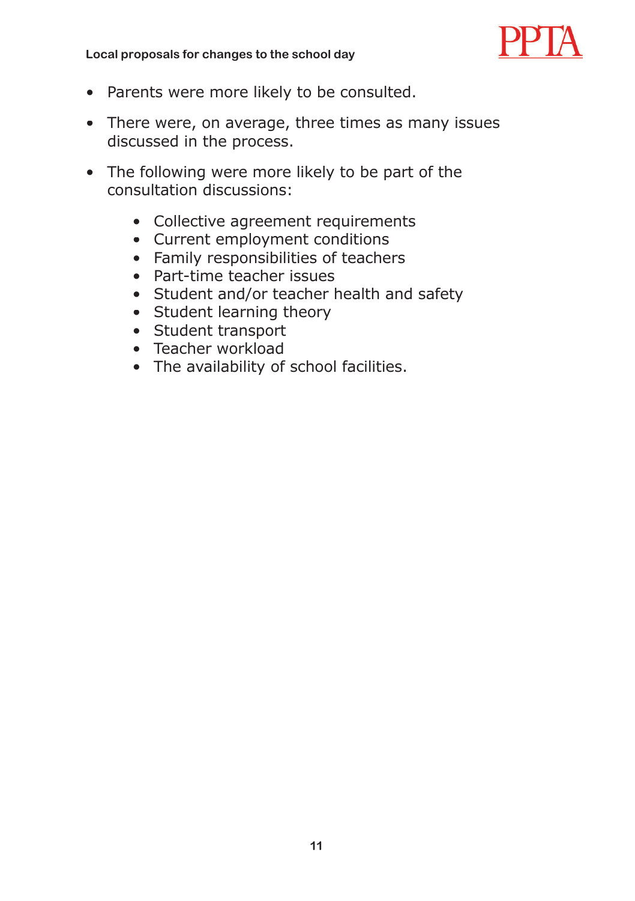- Parents were more likely to be consulted.
- There were, on average, three times as many issues discussed in the process.
- The following were more likely to be part of the consultation discussions:
    - Collective agreement requirements
    - Current employment conditions
    - Family responsibilities of teachers
    - Part-time teacher issues
    - Student and/or teacher health and safety
    - Student learning theory
    - Student transport
    - Teacher workload
    - The availability of school facilities.